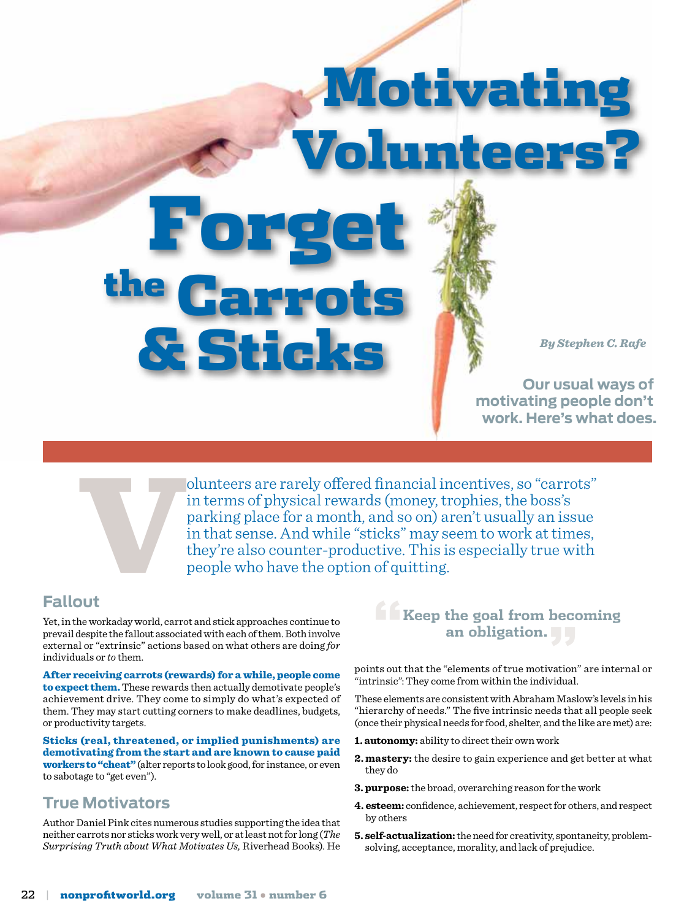# Motivating Volunteers? Forget the Carrots & Sticks

*By Stephen C. Rafe*

**Our usual ways of motivating people don't work. Here's what does.**

Volunteers are rarely offered financial incentives, so "carrots" in terms of physical rewards (money, trophies, the boss's parking place for a month, and so on) aren't usually an issue in that sense. And while "sticks" may seem to work at times, they're also counter-productive. This is especially true with people who have the option of quitting.

## Fallout

Yet, in the workaday world, carrot and stick approaches continue to prevail despite the fallout associated with each of them. Both involve external or "extrinsic" actions based on what others are doing *for* individuals or *to* them.

**After receiving carrots (rewards) for a while, people come to expect them.** These rewards then actually demotivate people's achievement drive. They come to simply do what's expected of them. They may start cutting corners to make deadlines, budgets, or productivity targets.

**Sticks (real, threatened, or implied punishments) are demotivating from the start and are known to cause paid workers to "cheat"** (alter reports to look good, for instance, or even to sabotage to "get even").

## True Motivators

Author Daniel Pink cites numerous studies supporting the idea that neither carrots nor sticks work very well, or at least not for long (*The Surprising Truth about What Motivates Us,* Riverhead Books). He points out that the "elements of true motivation" are internal or "intrinsic": They come from within the individual.

> "Keep the goal from becoming an obligation."

These elements are consistent with Abraham Maslow's levels in his "hierarchy of needs." The five intrinsic needs that all people seek (once their physical needs for food, shelter, and the like are met) are:

1. **autonomy:** ability to direct their own work
2. **mastery:** the desire to gain experience and get better at what they do
3. **purpose:** the broad, overarching reason for the work
4. **esteem:** confidence, achievement, respect for others, and respect by others
5. **self-actualization:** the need for creativity, spontaneity, problem-solving, acceptance, morality, and lack of prejudice.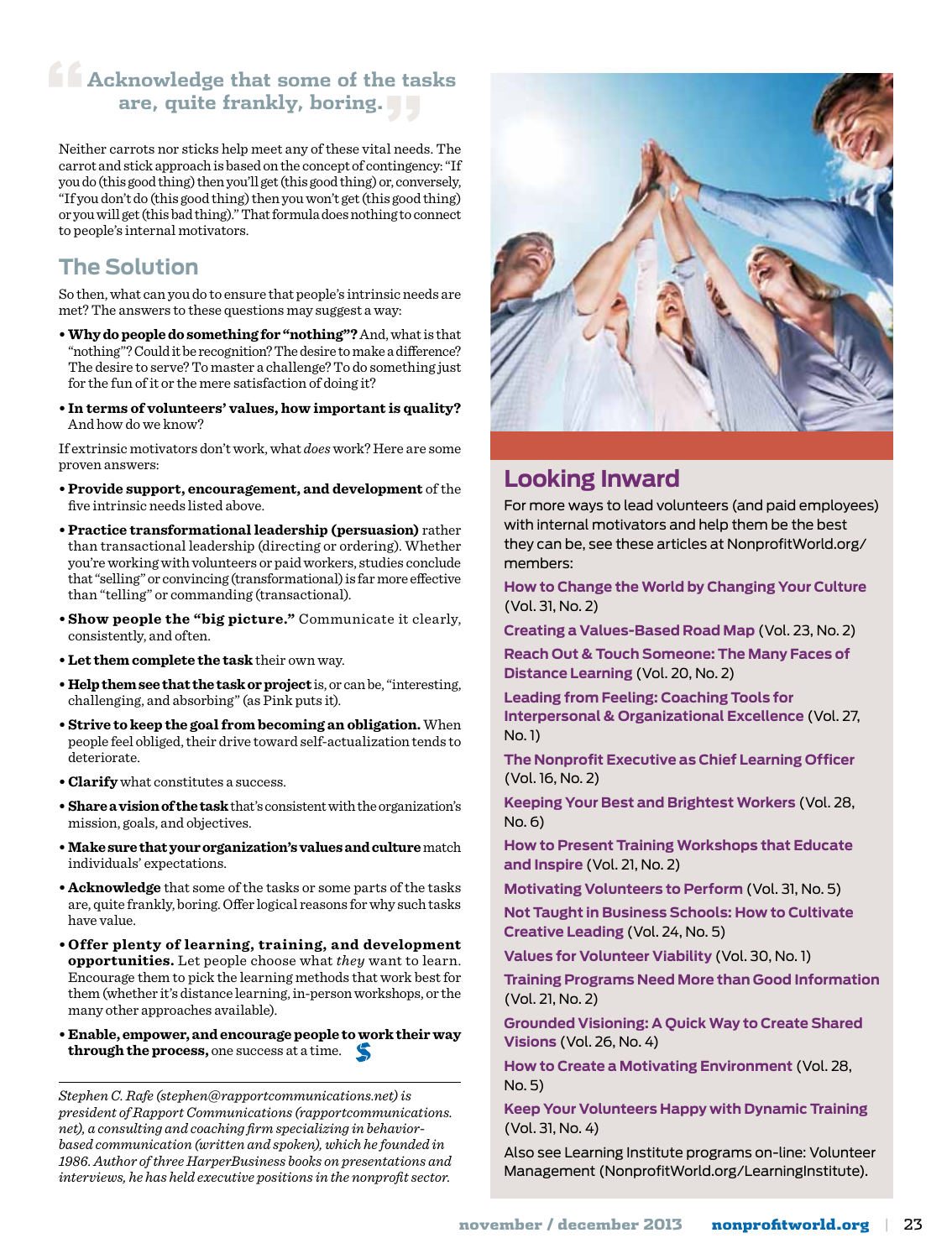> Acknowledge that some of the tasks are, quite frankly, boring.

Neither carrots nor sticks help meet any of these vital needs. The carrot and stick approach is based on the concept of contingency: "If you do (this good thing) then you'll get (this good thing) or, conversely, "If you don't do (this good thing) then you won't get (this good thing) or you will get (this bad thing)." That formula does nothing to connect to people's internal motivators.

## The Solution

So then, what can you do to ensure that people's intrinsic needs are met? The answers to these questions may suggest a way:

- **Why do people do something for "nothing"?** And, what is that "nothing"? Could it be recognition? The desire to make a difference? The desire to serve? To master a challenge? To do something just for the fun of it or the mere satisfaction of doing it?
- **In terms of volunteers' values, how important is quality?** And how do we know?

If extrinsic motivators don't work, what *does* work? Here are some proven answers:

- **Provide support, encouragement, and development** of the five intrinsic needs listed above.
- **Practice transformational leadership (persuasion)** rather than transactional leadership (directing or ordering). Whether you're working with volunteers or paid workers, studies conclude that "selling" or convincing (transformational) is far more effective than "telling" or commanding (transactional).
- **Show people the "big picture."** Communicate it clearly, consistently, and often.
- **Let them complete the task** their own way.
- **Help them see that the task or project** is, or can be, "interesting, challenging, and absorbing" (as Pink puts it).
- **Strive to keep the goal from becoming an obligation.** When people feel obliged, their drive toward self-actualization tends to deteriorate.
- **Clarify** what constitutes a success.
- **Share a vision of the task** that's consistent with the organization's mission, goals, and objectives.
- **Make sure that your organization's values and culture** match individuals' expectations.
- **Acknowledge** that some of the tasks or some parts of the tasks are, quite frankly, boring. Offer logical reasons for why such tasks have value.
- **Offer plenty of learning, training, and development opportunities.** Let people choose what *they* want to learn. Encourage them to pick the learning methods that work best for them (whether it's distance learning, in-person workshops, or the many other approaches available).
- **Enable, empower, and encourage people to work their way through the process,** one success at a time.

*Stephen C. Rafe (stephen@rapportcommunications.net) is president of Rapport Communications (rapportcommunications.net), a consulting and coaching firm specializing in behavior-based communication (written and spoken), which he founded in 1986. Author of three HarperBusiness books on presentations and interviews, he has held executive positions in the nonprofit sector.*

## Looking Inward

For more ways to lead volunteers (and paid employees) with internal motivators and help them be the best they can be, see these articles at NonprofitWorld.org/members:

**How to Change the World by Changing Your Culture** (Vol. 31, No. 2)

**Creating a Values-Based Road Map** (Vol. 23, No. 2)

**Reach Out & Touch Someone: The Many Faces of Distance Learning** (Vol. 20, No. 2)

**Leading from Feeling: Coaching Tools for Interpersonal & Organizational Excellence** (Vol. 27, No. 1)

**The Nonprofit Executive as Chief Learning Officer** (Vol. 16, No. 2)

**Keeping Your Best and Brightest Workers** (Vol. 28, No. 6)

**How to Present Training Workshops that Educate and Inspire** (Vol. 21, No. 2)

**Motivating Volunteers to Perform** (Vol. 31, No. 5)

**Not Taught in Business Schools: How to Cultivate Creative Leading** (Vol. 24, No. 5)

**Values for Volunteer Viability** (Vol. 30, No. 1)

**Training Programs Need More than Good Information** (Vol. 21, No. 2)

**Grounded Visioning: A Quick Way to Create Shared Visions** (Vol. 26, No. 4)

**How to Create a Motivating Environment** (Vol. 28, No. 5)

**Keep Your Volunteers Happy with Dynamic Training** (Vol. 31, No. 4)

Also see Learning Institute programs on-line: Volunteer Management (NonprofitWorld.org/LearningInstitute).